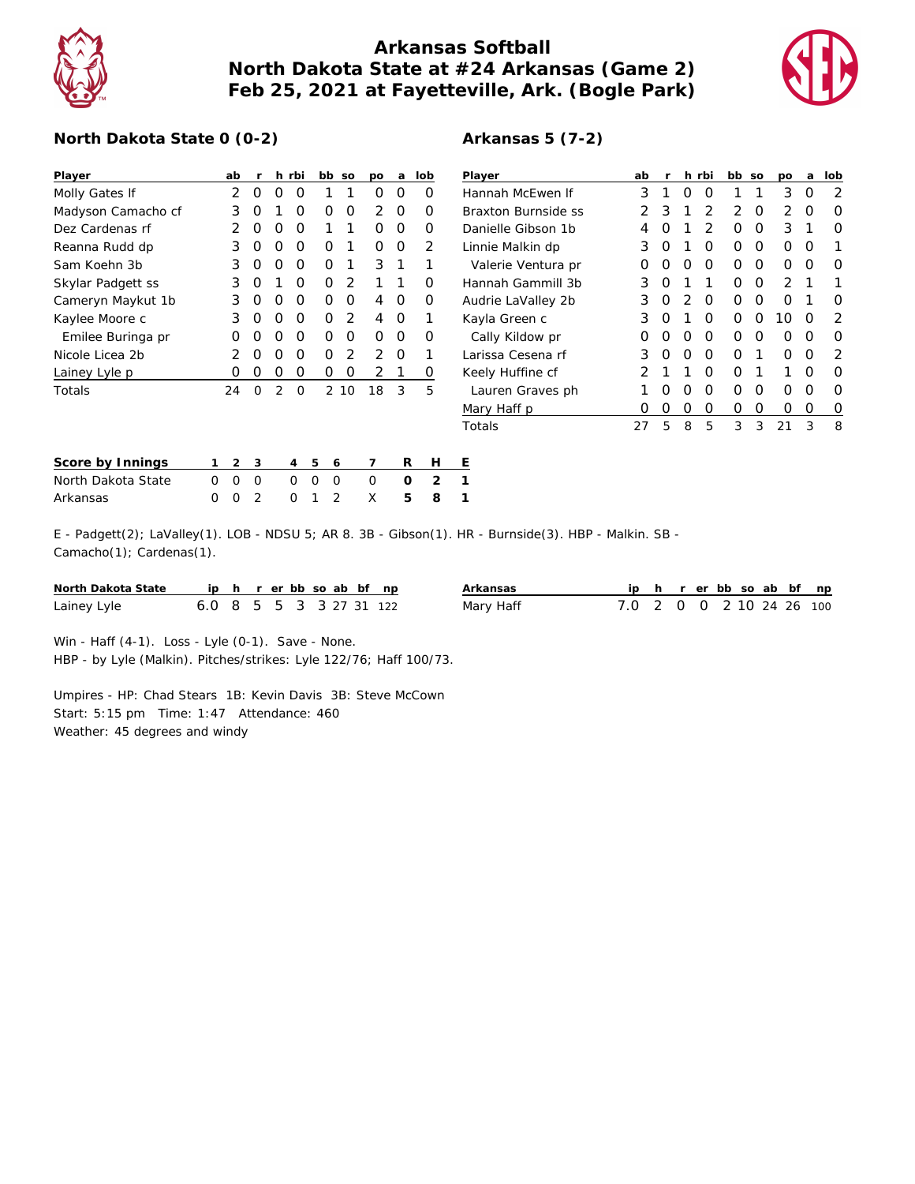# Arkansas Softball
## North Dakota State at #24 Arkansas (Game 2)
## Feb 25, 2021 at Fayetteville, Ark. (Bogle Park)

### North Dakota State 0 (0-2)

| Player | ab | r | h | rbi | bb | so | po | a | lob |
|---|---|---|---|---|---|---|---|---|---|
| Molly Gates lf | 2 | 0 | 0 | 0 | 1 | 1 | 0 | 0 | 0 |
| Madyson Camacho cf | 3 | 0 | 1 | 0 | 0 | 0 | 2 | 0 | 0 |
| Dez Cardenas rf | 2 | 0 | 0 | 0 | 1 | 1 | 0 | 0 | 0 |
| Reanna Rudd dp | 3 | 0 | 0 | 0 | 0 | 1 | 0 | 0 | 2 |
| Sam Koehn 3b | 3 | 0 | 0 | 0 | 0 | 1 | 3 | 1 | 1 |
| Skylar Padgett ss | 3 | 0 | 1 | 0 | 0 | 2 | 1 | 1 | 0 |
| Cameryn Maykut 1b | 3 | 0 | 0 | 0 | 0 | 0 | 4 | 0 | 0 |
| Kaylee Moore c | 3 | 0 | 0 | 0 | 0 | 2 | 4 | 0 | 1 |
| Emilee Buringa pr | 0 | 0 | 0 | 0 | 0 | 0 | 0 | 0 | 0 |
| Nicole Licea 2b | 2 | 0 | 0 | 0 | 0 | 2 | 2 | 0 | 1 |
| Lainey Lyle p | 0 | 0 | 0 | 0 | 0 | 0 | 2 | 1 | 0 |
| Totals | 24 | 0 | 2 | 0 | 2 | 10 | 18 | 3 | 5 |

### Arkansas 5 (7-2)

| Player | ab | r | h | rbi | bb | so | po | a | lob |
|---|---|---|---|---|---|---|---|---|---|
| Hannah McEwen lf | 3 | 1 | 0 | 0 | 1 | 1 | 3 | 0 | 2 |
| Braxton Burnside ss | 2 | 3 | 1 | 2 | 2 | 0 | 2 | 0 | 0 |
| Danielle Gibson 1b | 4 | 0 | 1 | 2 | 0 | 0 | 3 | 1 | 0 |
| Linnie Malkin dp | 3 | 0 | 1 | 0 | 0 | 0 | 0 | 0 | 1 |
| Valerie Ventura pr | 0 | 0 | 0 | 0 | 0 | 0 | 0 | 0 | 0 |
| Hannah Gammill 3b | 3 | 0 | 1 | 1 | 0 | 0 | 2 | 1 | 1 |
| Audrie LaValley 2b | 3 | 0 | 2 | 0 | 0 | 0 | 0 | 1 | 0 |
| Kayla Green c | 3 | 0 | 1 | 0 | 0 | 0 | 10 | 0 | 2 |
| Cally Kildow pr | 0 | 0 | 0 | 0 | 0 | 0 | 0 | 0 | 0 |
| Larissa Cesena rf | 3 | 0 | 0 | 0 | 0 | 1 | 0 | 0 | 2 |
| Keely Huffine cf | 2 | 1 | 1 | 0 | 0 | 1 | 1 | 0 | 0 |
| Lauren Graves ph | 1 | 0 | 0 | 0 | 0 | 0 | 0 | 0 | 0 |
| Mary Haff p | 0 | 0 | 0 | 0 | 0 | 0 | 0 | 0 | 0 |
| Totals | 27 | 5 | 8 | 5 | 3 | 3 | 21 | 3 | 8 |

| Score by Innings | 1 | 2 | 3 | 4 | 5 | 6 | 7 | R | H | E |
|---|---|---|---|---|---|---|---|---|---|---|
| North Dakota State | 0 | 0 | 0 | 0 | 0 | 0 | 0 | **0** | **2** | **1** |
| Arkansas | 0 | 0 | 2 | 0 | 1 | 2 | X | **5** | **8** | **1** |

E - Padgett(2); LaValley(1). LOB - NDSU 5; AR 8. 3B - Gibson(1). HR - Burnside(3). HBP - Malkin. SB - Camacho(1); Cardenas(1).

| North Dakota State | ip | h | r | er | bb | so | ab | bf | np |
|---|---|---|---|---|---|---|---|---|---|
| Lainey Lyle | 6.0 | 8 | 5 | 5 | 3 | 3 | 27 | 31 | 122 |

| Arkansas | ip | h | r | er | bb | so | ab | bf | np |
|---|---|---|---|---|---|---|---|---|---|
| Mary Haff | 7.0 | 2 | 0 | 0 | 2 | 10 | 24 | 26 | 100 |

Win - Haff (4-1). Loss - Lyle (0-1). Save - None.
HBP - by Lyle (Malkin). Pitches/strikes: Lyle 122/76; Haff 100/73.

Umpires - HP: Chad Stears 1B: Kevin Davis 3B: Steve McCown
Start: 5:15 pm Time: 1:47 Attendance: 460
Weather: 45 degrees and windy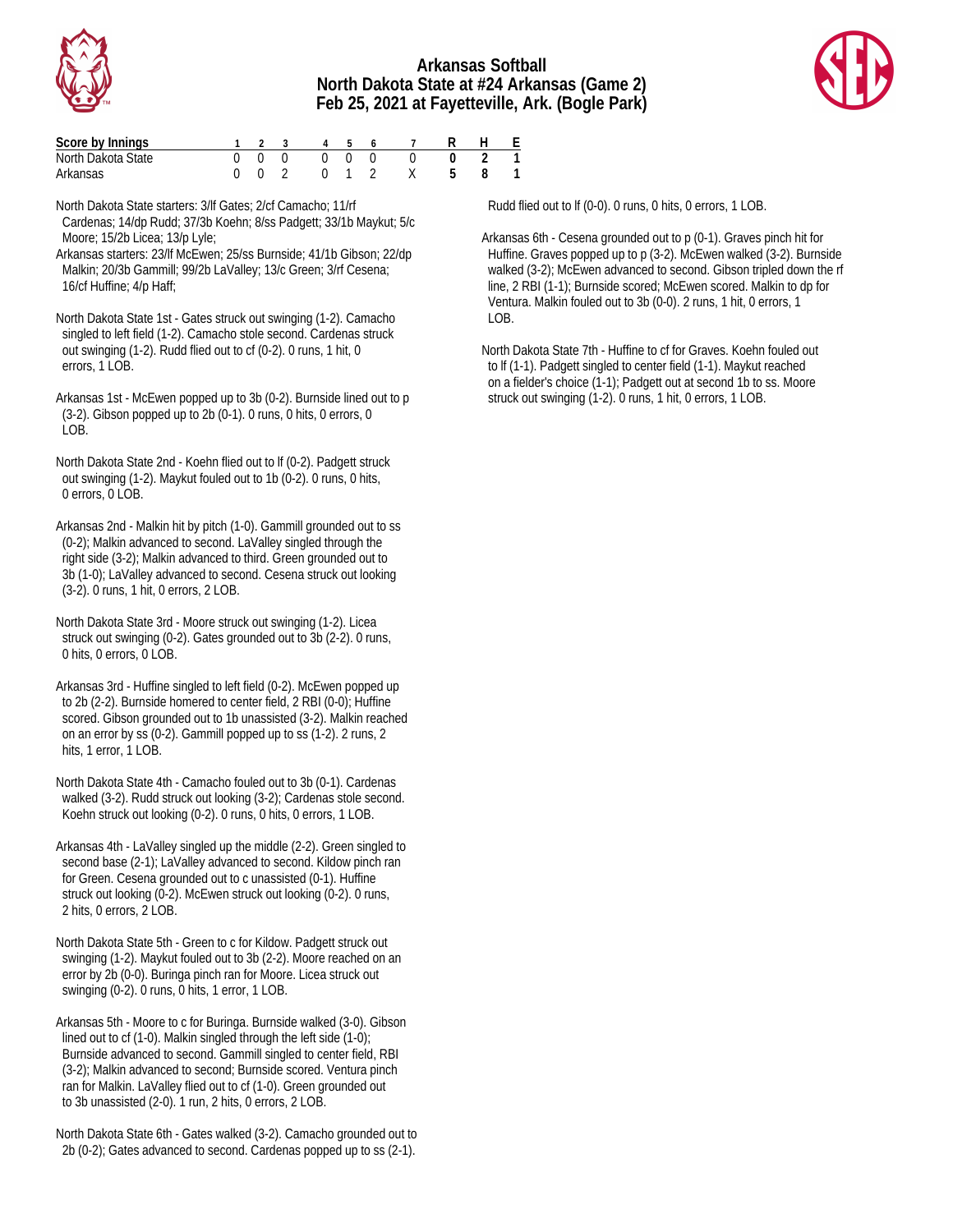# Arkansas Softball
## North Dakota State at #24 Arkansas (Game 2)
## Feb 25, 2021 at Fayetteville, Ark. (Bogle Park)

| Score by Innings | 1 | 2 | 3 | 4 | 5 | 6 | 7 | R | H | E |
|---|---|---|---|---|---|---|---|---|---|---|
| North Dakota State | 0 | 0 | 0 | 0 | 0 | 0 | 0 | 0 | 2 | 1 |
| Arkansas | 0 | 0 | 2 | 0 | 1 | 2 | X | 5 | 8 | 1 |

North Dakota State starters: 3/lf Gates; 2/cf Camacho; 11/rf Cardenas; 14/dp Rudd; 37/3b Koehn; 8/ss Padgett; 33/1b Maykut; 5/c Moore; 15/2b Licea; 13/p Lyle;

Arkansas starters: 23/lf McEwen; 25/ss Burnside; 41/1b Gibson; 22/dp Malkin; 20/3b Gammill; 99/2b LaValley; 13/c Green; 3/rf Cesena; 16/cf Huffine; 4/p Haff;

North Dakota State 1st - Gates struck out swinging (1-2). Camacho singled to left field (1-2). Camacho stole second. Cardenas struck out swinging (1-2). Rudd flied out to cf (0-2). 0 runs, 1 hit, 0 errors, 1 LOB.

Arkansas 1st - McEwen popped up to 3b (0-2). Burnside lined out to p (3-2). Gibson popped up to 2b (0-1). 0 runs, 0 hits, 0 errors, 0 LOB.

North Dakota State 2nd - Koehn flied out to lf (0-2). Padgett struck out swinging (1-2). Maykut fouled out to 1b (0-2). 0 runs, 0 hits, 0 errors, 0 LOB.

Arkansas 2nd - Malkin hit by pitch (1-0). Gammill grounded out to ss (0-2); Malkin advanced to second. LaValley singled through the right side (3-2); Malkin advanced to third. Green grounded out to 3b (1-0); LaValley advanced to second. Cesena struck out looking (3-2). 0 runs, 1 hit, 0 errors, 2 LOB.

North Dakota State 3rd - Moore struck out swinging (1-2). Licea struck out swinging (0-2). Gates grounded out to 3b (2-2). 0 runs, 0 hits, 0 errors, 0 LOB.

Arkansas 3rd - Huffine singled to left field (0-2). McEwen popped up to 2b (2-2). Burnside homered to center field, 2 RBI (0-0); Huffine scored. Gibson grounded out to 1b unassisted (3-2). Malkin reached on an error by ss (0-2). Gammill popped up to ss (1-2). 2 runs, 2 hits, 1 error, 1 LOB.

North Dakota State 4th - Camacho fouled out to 3b (0-1). Cardenas walked (3-2). Rudd struck out looking (3-2); Cardenas stole second. Koehn struck out looking (0-2). 0 runs, 0 hits, 0 errors, 1 LOB.

Arkansas 4th - LaValley singled up the middle (2-2). Green singled to second base (2-1); LaValley advanced to second. Kildow pinch ran for Green. Cesena grounded out to c unassisted (0-1). Huffine struck out looking (0-2). McEwen struck out looking (0-2). 0 runs, 2 hits, 0 errors, 2 LOB.

North Dakota State 5th - Green to c for Kildow. Padgett struck out swinging (1-2). Maykut fouled out to 3b (2-2). Moore reached on an error by 2b (0-0). Buringa pinch ran for Moore. Licea struck out swinging (0-2). 0 runs, 0 hits, 1 error, 1 LOB.

Arkansas 5th - Moore to c for Buringa. Burnside walked (3-0). Gibson lined out to cf (1-0). Malkin singled through the left side (1-0); Burnside advanced to second. Gammill singled to center field, RBI (3-2); Malkin advanced to second; Burnside scored. Ventura pinch ran for Malkin. LaValley flied out to cf (1-0). Green grounded out to 3b unassisted (2-0). 1 run, 2 hits, 0 errors, 2 LOB.

North Dakota State 6th - Gates walked (3-2). Camacho grounded out to 2b (0-2); Gates advanced to second. Cardenas popped up to ss (2-1). Rudd flied out to lf (0-0). 0 runs, 0 hits, 0 errors, 1 LOB.

Arkansas 6th - Cesena grounded out to p (0-1). Graves pinch hit for Huffine. Graves popped up to p (3-2). McEwen walked (3-2). Burnside walked (3-2); McEwen advanced to second. Gibson tripled down the rf line, 2 RBI (1-1); Burnside scored; McEwen scored. Malkin to dp for Ventura. Malkin fouled out to 3b (0-0). 2 runs, 1 hit, 0 errors, 1 LOB.

North Dakota State 7th - Huffine to cf for Graves. Koehn fouled out to lf (1-1). Padgett singled to center field (1-1). Maykut reached on a fielder's choice (1-1); Padgett out at second 1b to ss. Moore struck out swinging (1-2). 0 runs, 1 hit, 0 errors, 1 LOB.